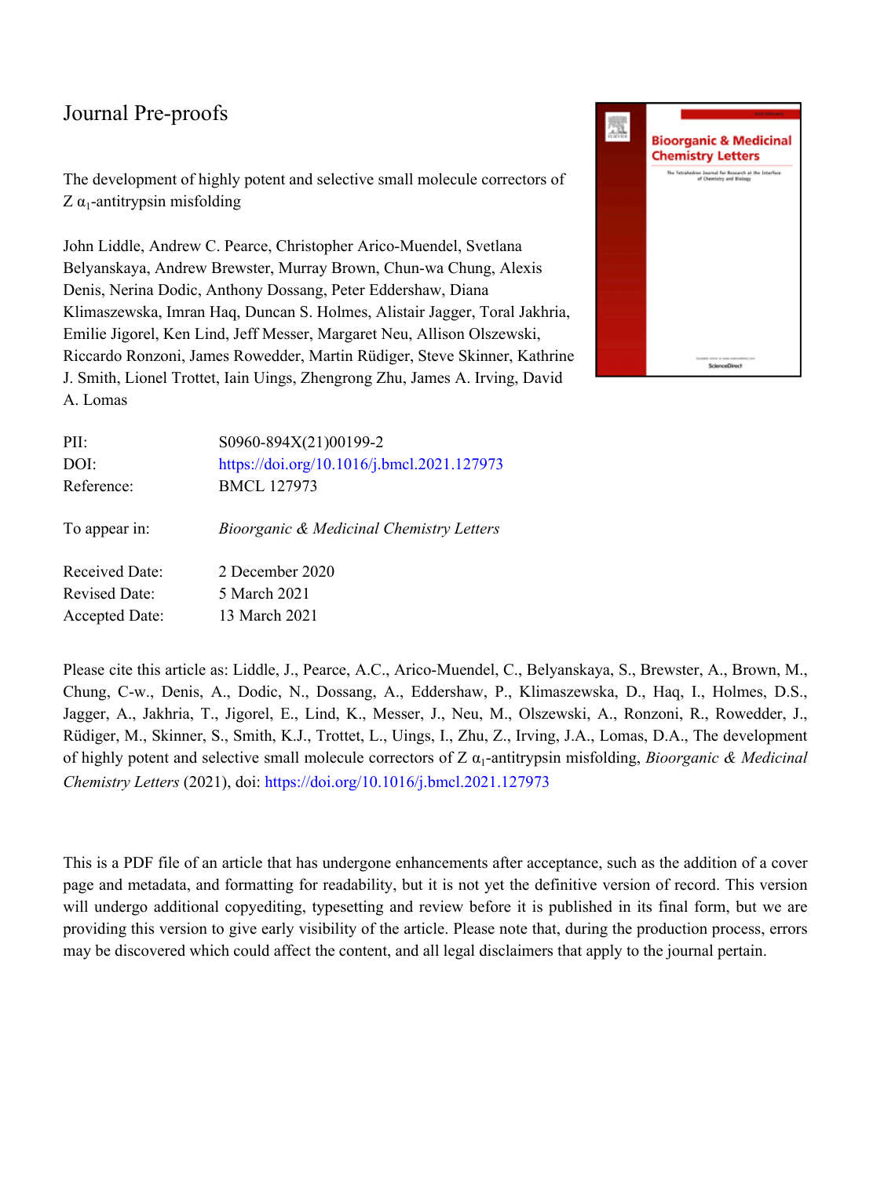Journal Pre-proofs

The development of highly potent and selective small molecule correctors of Z $\alpha_1$-antitrypsin misfolding

John Liddle, Andrew C. Pearce, Christopher Arico-Muendel, Svetlana Belyanskaya, Andrew Brewster, Murray Brown, Chun-wa Chung, Alexis Denis, Nerina Dodic, Anthony Dossang, Peter Eddershaw, Diana Klimaszewska, Imran Haq, Duncan S. Holmes, Alistair Jagger, Toral Jakhria, Emilie Jigorel, Ken Lind, Jeff Messer, Margaret Neu, Allison Olszewski, Riccardo Ronzoni, James Rowedder, Martin Rüdiger, Steve Skinner, Kathrine J. Smith, Lionel Trottet, Iain Uings, Zhengrong Zhu, James A. Irving, David A. Lomas

| | |
|---|---|
| PII: | S0960-894X(21)00199-2 |
| DOI: | https://doi.org/10.1016/j.bmcl.2021.127973 |
| Reference: | BMCL 127973 |
| To appear in: | *Bioorganic & Medicinal Chemistry Letters* |
| Received Date: | 2 December 2020 |
| Revised Date: | 5 March 2021 |
| Accepted Date: | 13 March 2021 |

Please cite this article as: Liddle, J., Pearce, A.C., Arico-Muendel, C., Belyanskaya, S., Brewster, A., Brown, M., Chung, C-w., Denis, A., Dodic, N., Dossang, A., Eddershaw, P., Klimaszewska, D., Haq, I., Holmes, D.S., Jagger, A., Jakhria, T., Jigorel, E., Lind, K., Messer, J., Neu, M., Olszewski, A., Ronzoni, R., Rowedder, J., Rüdiger, M., Skinner, S., Smith, K.J., Trottet, L., Uings, I., Zhu, Z., Irving, J.A., Lomas, D.A., The development of highly potent and selective small molecule correctors of Z $\alpha_1$-antitrypsin misfolding, *Bioorganic & Medicinal Chemistry Letters* (2021), doi: https://doi.org/10.1016/j.bmcl.2021.127973

This is a PDF file of an article that has undergone enhancements after acceptance, such as the addition of a cover page and metadata, and formatting for readability, but it is not yet the definitive version of record. This version will undergo additional copyediting, typesetting and review before it is published in its final form, but we are providing this version to give early visibility of the article. Please note that, during the production process, errors may be discovered which could affect the content, and all legal disclaimers that apply to the journal pertain.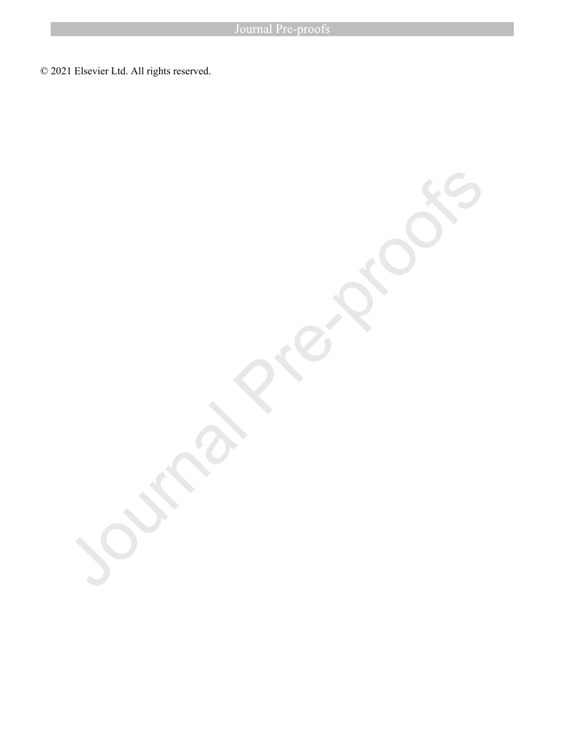© 2021 Elsevier Ltd. All rights reserved.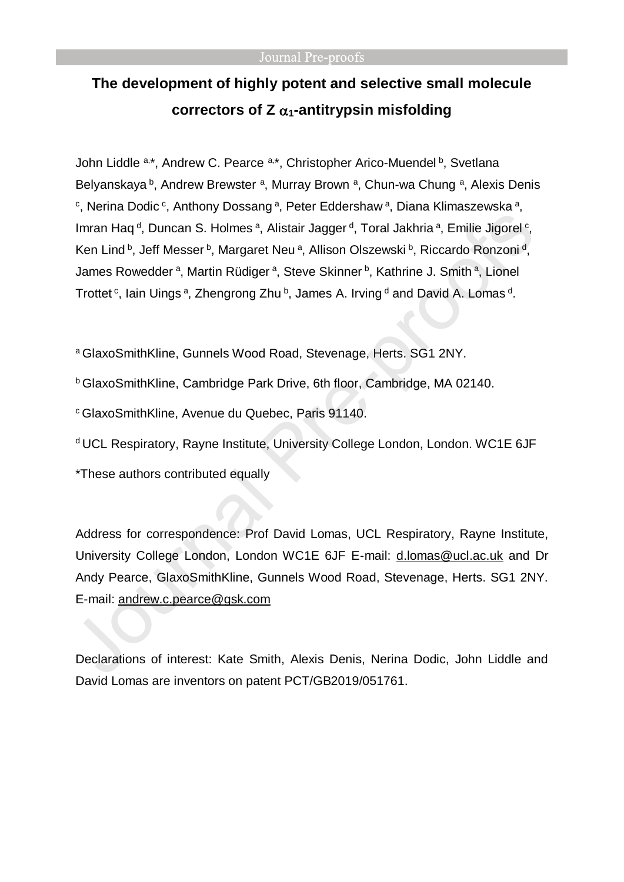# The development of highly potent and selective small molecule correctors of Z $\alpha_1$-antitrypsin misfolding

John Liddle [a,*], Andrew C. Pearce [a,*], Christopher Arico-Muendel [b], Svetlana Belyanskaya [b], Andrew Brewster [a], Murray Brown [a], Chun-wa Chung [a], Alexis Denis [c], Nerina Dodic [c], Anthony Dossang [a], Peter Eddershaw [a], Diana Klimaszewska [a], Imran Haq [d], Duncan S. Holmes [a], Alistair Jagger [d], Toral Jakhria [a], Emilie Jigorel [c], Ken Lind [b], Jeff Messer [b], Margaret Neu [a], Allison Olszewski [b], Riccardo Ronzoni [d], James Rowedder [a], Martin Rüdiger [a], Steve Skinner [b], Kathrine J. Smith [a], Lionel Trottet [c], Iain Uings [a], Zhengrong Zhu [b], James A. Irving [d] and David A. Lomas [d].

[a] GlaxoSmithKline, Gunnels Wood Road, Stevenage, Herts. SG1 2NY.

[b] GlaxoSmithKline, Cambridge Park Drive, 6th floor, Cambridge, MA 02140.

[c] GlaxoSmithKline, Avenue du Quebec, Paris 91140.

[d] UCL Respiratory, Rayne Institute, University College London, London. WC1E 6JF

*These authors contributed equally

Address for correspondence: Prof David Lomas, UCL Respiratory, Rayne Institute, University College London, London WC1E 6JF E-mail: d.lomas@ucl.ac.uk and Dr Andy Pearce, GlaxoSmithKline, Gunnels Wood Road, Stevenage, Herts. SG1 2NY. E-mail: andrew.c.pearce@gsk.com

Declarations of interest: Kate Smith, Alexis Denis, Nerina Dodic, John Liddle and David Lomas are inventors on patent PCT/GB2019/051761.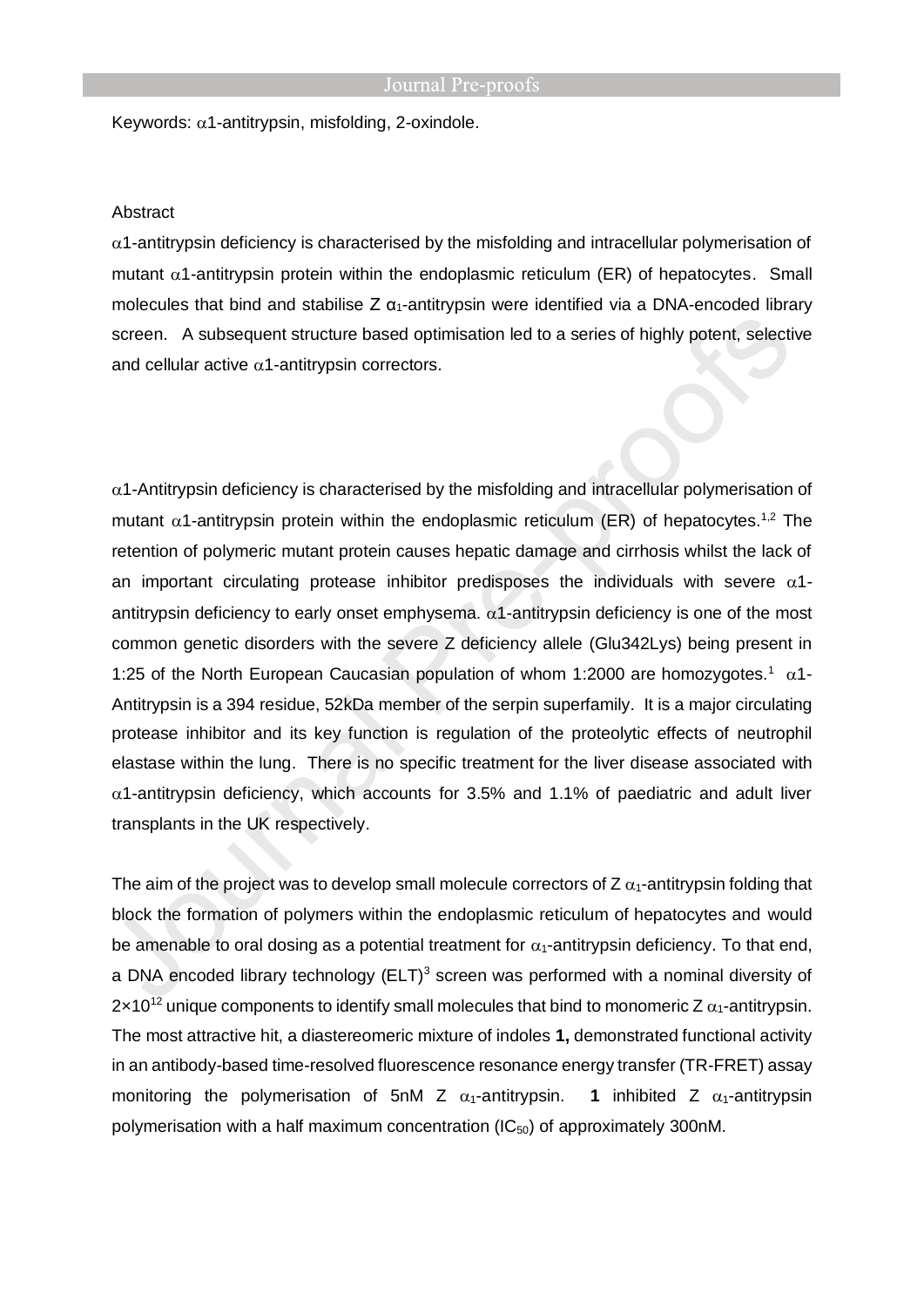Keywords: α1-antitrypsin, misfolding, 2-oxindole.

Abstract

α1-antitrypsin deficiency is characterised by the misfolding and intracellular polymerisation of mutant α1-antitrypsin protein within the endoplasmic reticulum (ER) of hepatocytes. Small molecules that bind and stabilise Z $\alpha_1$-antitrypsin were identified via a DNA-encoded library screen. A subsequent structure based optimisation led to a series of highly potent, selective and cellular active α1-antitrypsin correctors.

α1-Antitrypsin deficiency is characterised by the misfolding and intracellular polymerisation of mutant α1-antitrypsin protein within the endoplasmic reticulum (ER) of hepatocytes.[1,2] The retention of polymeric mutant protein causes hepatic damage and cirrhosis whilst the lack of an important circulating protease inhibitor predisposes the individuals with severe α1-antitrypsin deficiency to early onset emphysema. α1-antitrypsin deficiency is one of the most common genetic disorders with the severe Z deficiency allele (Glu342Lys) being present in 1:25 of the North European Caucasian population of whom 1:2000 are homozygotes.[1] α1-Antitrypsin is a 394 residue, 52kDa member of the serpin superfamily. It is a major circulating protease inhibitor and its key function is regulation of the proteolytic effects of neutrophil elastase within the lung. There is no specific treatment for the liver disease associated with α1-antitrypsin deficiency, which accounts for 3.5% and 1.1% of paediatric and adult liver transplants in the UK respectively.

The aim of the project was to develop small molecule correctors of Z $\alpha_1$-antitrypsin folding that block the formation of polymers within the endoplasmic reticulum of hepatocytes and would be amenable to oral dosing as a potential treatment for $\alpha_1$-antitrypsin deficiency. To that end, a DNA encoded library technology (ELT)[3] screen was performed with a nominal diversity of $2{\times}10^{12}$ unique components to identify small molecules that bind to monomeric Z $\alpha_1$-antitrypsin. The most attractive hit, a diastereomeric mixture of indoles **1,** demonstrated functional activity in an antibody-based time-resolved fluorescence resonance energy transfer (TR-FRET) assay monitoring the polymerisation of 5nM Z $\alpha_1$-antitrypsin. **1** inhibited Z $\alpha_1$-antitrypsin polymerisation with a half maximum concentration ($IC_{50}$) of approximately 300nM.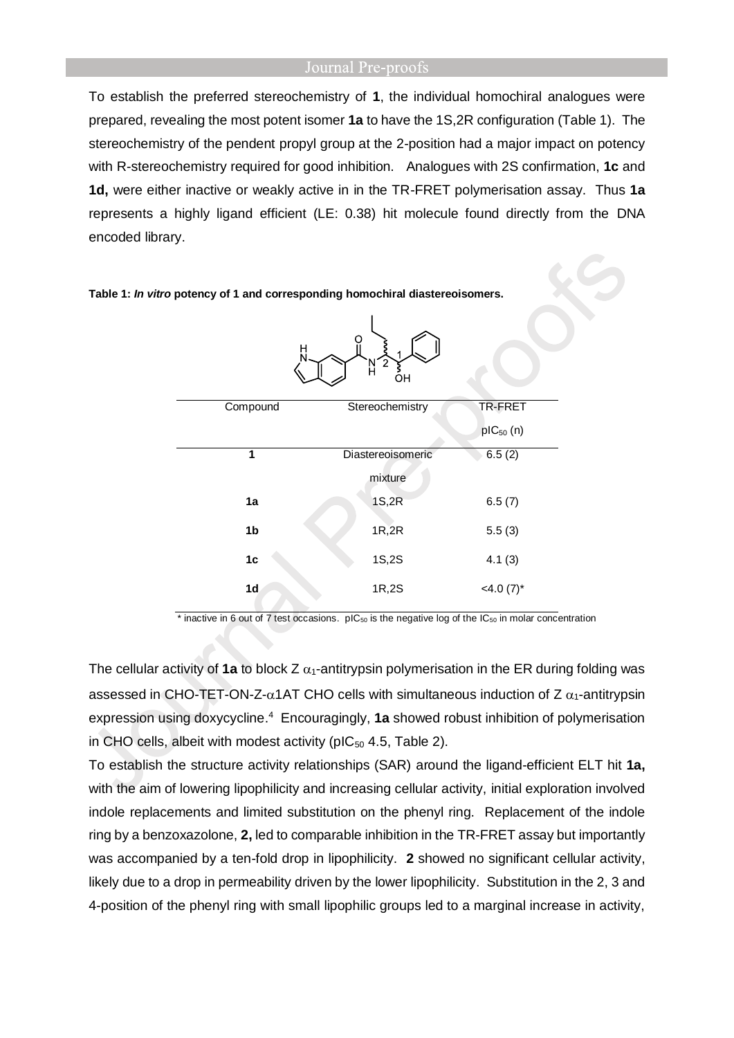To establish the preferred stereochemistry of **1**, the individual homochiral analogues were prepared, revealing the most potent isomer **1a** to have the 1S,2R configuration (Table 1). The stereochemistry of the pendent propyl group at the 2-position had a major impact on potency with R-stereochemistry required for good inhibition. Analogues with 2S confirmation, **1c** and **1d,** were either inactive or weakly active in in the TR-FRET polymerisation assay. Thus **1a** represents a highly ligand efficient (LE: 0.38) hit molecule found directly from the DNA encoded library.

**Table 1: *In vitro* potency of 1 and corresponding homochiral diastereoisomers.**

| Compound | Stereochemistry | TR-FRET $pIC_{50}$ (n) |
|---|---|---|
| **1** | Diastereoisomeric mixture | 6.5 (2) |
| **1a** | 1S,2R | 6.5 (7) |
| **1b** | 1R,2R | 5.5 (3) |
| **1c** | 1S,2S | 4.1 (3) |
| **1d** | 1R,2S | <4.0 (7)* |

\* inactive in 6 out of 7 test occasions. $pIC_{50}$ is the negative log of the $IC_{50}$ in molar concentration

The cellular activity of **1a** to block Z $\alpha_1$-antitrypsin polymerisation in the ER during folding was assessed in CHO-TET-ON-Z-$\alpha$1AT CHO cells with simultaneous induction of Z $\alpha_1$-antitrypsin expression using doxycycline.[4] Encouragingly, **1a** showed robust inhibition of polymerisation in CHO cells, albeit with modest activity ($pIC_{50}$ 4.5, Table 2).

To establish the structure activity relationships (SAR) around the ligand-efficient ELT hit **1a,** with the aim of lowering lipophilicity and increasing cellular activity, initial exploration involved indole replacements and limited substitution on the phenyl ring. Replacement of the indole ring by a benzoxazolone, **2,** led to comparable inhibition in the TR-FRET assay but importantly was accompanied by a ten-fold drop in lipophilicity. **2** showed no significant cellular activity, likely due to a drop in permeability driven by the lower lipophilicity. Substitution in the 2, 3 and 4-position of the phenyl ring with small lipophilic groups led to a marginal increase in activity,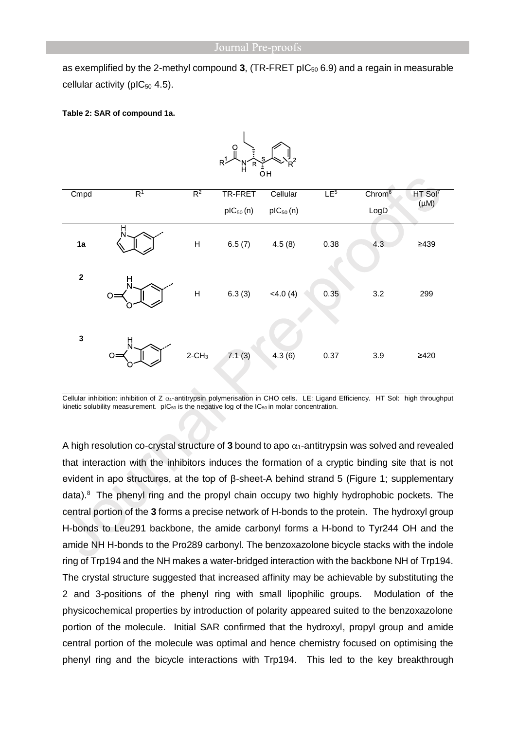as exemplified by the 2-methyl compound **3**, (TR-FRET $pIC_{50}$ 6.9) and a regain in measurable cellular activity ($pIC_{50}$ 4.5).

**Table 2: SAR of compound 1a.**

| Cmpd | $R^1$ | $R^2$ | TR-FRET $pIC_{50}$ (n) | Cellular $pIC_{50}$ (n) | LE[5] | Chrom[6] LogD | HT Sol[7] (µM) |
|---|---|---|---|---|---|---|---|
| **1a** | | H | 6.5 (7) | 4.5 (8) | 0.38 | 4.3 | ≥439 |
| **2** | | H | 6.3 (3) | <4.0 (4) | 0.35 | 3.2 | 299 |
| **3** | | 2-$CH_3$ | 7.1 (3) | 4.3 (6) | 0.37 | 3.9 | ≥420 |

Cellular inhibition: inhibition of Z $\alpha_1$-antitrypsin polymerisation in CHO cells. LE: Ligand Efficiency. HT Sol: high throughput kinetic solubility measurement. $pIC_{50}$ is the negative log of the $IC_{50}$ in molar concentration.

A high resolution co-crystal structure of **3** bound to apo $\alpha_1$-antitrypsin was solved and revealed that interaction with the inhibitors induces the formation of a cryptic binding site that is not evident in apo structures, at the top of β-sheet-A behind strand 5 (Figure 1; supplementary data).[8] The phenyl ring and the propyl chain occupy two highly hydrophobic pockets. The central portion of the **3** forms a precise network of H-bonds to the protein. The hydroxyl group H-bonds to Leu291 backbone, the amide carbonyl forms a H-bond to Tyr244 OH and the amide NH H-bonds to the Pro289 carbonyl. The benzoxazolone bicycle stacks with the indole ring of Trp194 and the NH makes a water-bridged interaction with the backbone NH of Trp194. The crystal structure suggested that increased affinity may be achievable by substituting the 2 and 3-positions of the phenyl ring with small lipophilic groups. Modulation of the physicochemical properties by introduction of polarity appeared suited to the benzoxazolone portion of the molecule. Initial SAR confirmed that the hydroxyl, propyl group and amide central portion of the molecule was optimal and hence chemistry focused on optimising the phenyl ring and the bicycle interactions with Trp194. This led to the key breakthrough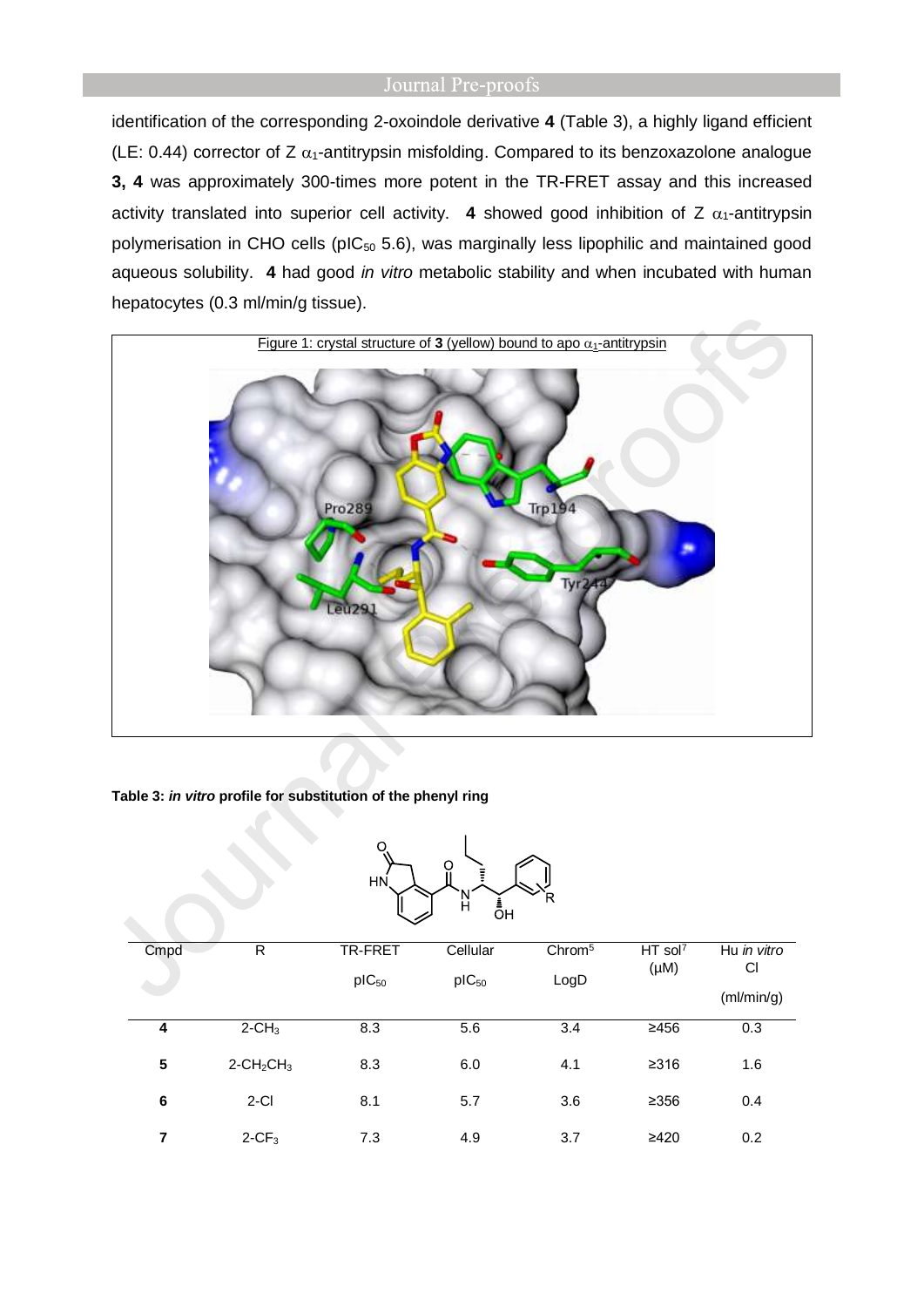identification of the corresponding 2-oxoindole derivative **4** (Table 3), a highly ligand efficient (LE: 0.44) corrector of Z $\alpha_1$-antitrypsin misfolding. Compared to its benzoxazolone analogue **3, 4** was approximately 300-times more potent in the TR-FRET assay and this increased activity translated into superior cell activity. **4** showed good inhibition of Z $\alpha_1$-antitrypsin polymerisation in CHO cells ($pIC_{50}$ 5.6), was marginally less lipophilic and maintained good aqueous solubility. **4** had good *in vitro* metabolic stability and when incubated with human hepatocytes (0.3 ml/min/g tissue).

Figure 1: crystal structure of **3** (yellow) bound to apo $\alpha_1$-antitrypsin

**Table 3: *in vitro* profile for substitution of the phenyl ring**

| Cmpd | R | TR-FRET $pIC_{50}$ | Cellular $pIC_{50}$ | Chrom[5] LogD | HT sol[7] (μM) | Hu *in vitro* Cl (ml/min/g) |
|---|---|---|---|---|---|---|
| **4** | 2-$CH_3$ | 8.3 | 5.6 | 3.4 | ≥456 | 0.3 |
| **5** | 2-$CH_2CH_3$ | 8.3 | 6.0 | 4.1 | ≥316 | 1.6 |
| **6** | 2-Cl | 8.1 | 5.7 | 3.6 | ≥356 | 0.4 |
| **7** | 2-$CF_3$ | 7.3 | 4.9 | 3.7 | ≥420 | 0.2 |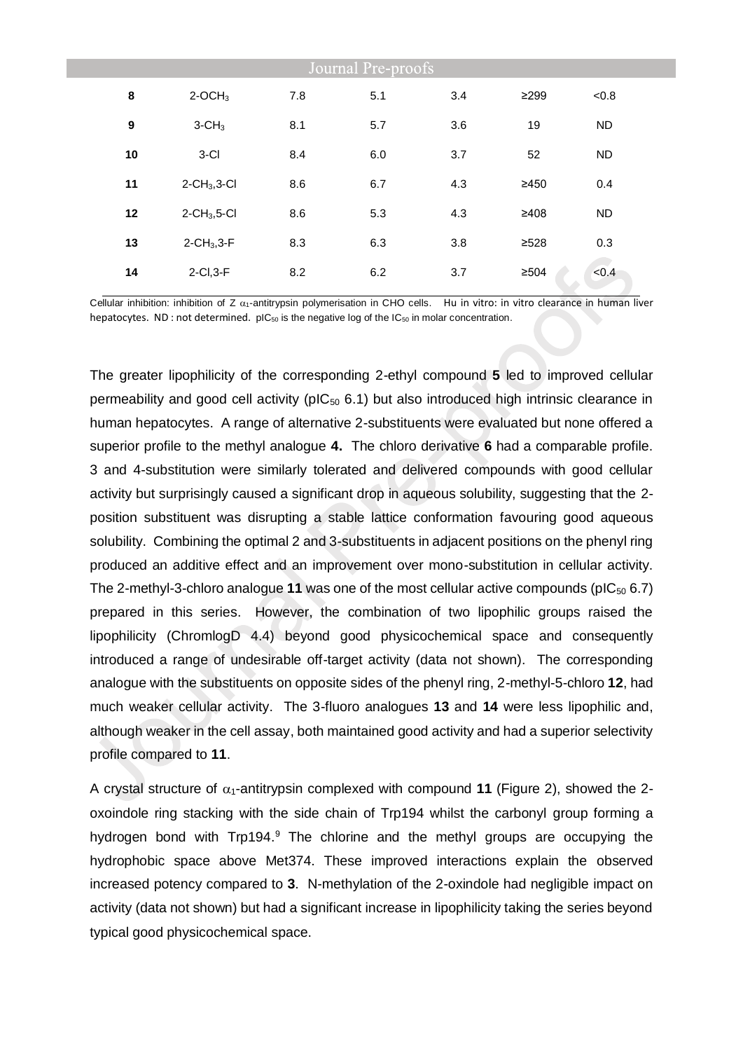| | | | | | | |
|---|---|---|---|---|---|---|
| **8** | 2-$OCH_3$ | 7.8 | 5.1 | 3.4 | ≥299 | <0.8 |
| **9** | 3-$CH_3$ | 8.1 | 5.7 | 3.6 | 19 | ND |
| **10** | 3-Cl | 8.4 | 6.0 | 3.7 | 52 | ND |
| **11** | 2-$CH_3$,3-Cl | 8.6 | 6.7 | 4.3 | ≥450 | 0.4 |
| **12** | 2-$CH_3$,5-Cl | 8.6 | 5.3 | 4.3 | ≥408 | ND |
| **13** | 2-$CH_3$,3-F | 8.3 | 6.3 | 3.8 | ≥528 | 0.3 |
| **14** | 2-Cl,3-F | 8.2 | 6.2 | 3.7 | ≥504 | <0.4 |

Cellular inhibition: inhibition of Z $\alpha_1$-antitrypsin polymerisation in CHO cells. Hu in vitro: in vitro clearance in human liver hepatocytes. ND : not determined. $pIC_{50}$ is the negative log of the $IC_{50}$ in molar concentration.

The greater lipophilicity of the corresponding 2-ethyl compound **5** led to improved cellular permeability and good cell activity ($pIC_{50}$ 6.1) but also introduced high intrinsic clearance in human hepatocytes. A range of alternative 2-substituents were evaluated but none offered a superior profile to the methyl analogue **4.** The chloro derivative **6** had a comparable profile. 3 and 4-substitution were similarly tolerated and delivered compounds with good cellular activity but surprisingly caused a significant drop in aqueous solubility, suggesting that the 2-position substituent was disrupting a stable lattice conformation favouring good aqueous solubility. Combining the optimal 2 and 3-substituents in adjacent positions on the phenyl ring produced an additive effect and an improvement over mono-substitution in cellular activity. The 2-methyl-3-chloro analogue **11** was one of the most cellular active compounds ($pIC_{50}$ 6.7) prepared in this series. However, the combination of two lipophilic groups raised the lipophilicity (ChromlogD 4.4) beyond good physicochemical space and consequently introduced a range of undesirable off-target activity (data not shown). The corresponding analogue with the substituents on opposite sides of the phenyl ring, 2-methyl-5-chloro **12**, had much weaker cellular activity. The 3-fluoro analogues **13** and **14** were less lipophilic and, although weaker in the cell assay, both maintained good activity and had a superior selectivity profile compared to **11**.

A crystal structure of $\alpha_1$-antitrypsin complexed with compound **11** (Figure 2), showed the 2-oxoindole ring stacking with the side chain of Trp194 whilst the carbonyl group forming a hydrogen bond with Trp194.[9] The chlorine and the methyl groups are occupying the hydrophobic space above Met374. These improved interactions explain the observed increased potency compared to **3**. N-methylation of the 2-oxindole had negligible impact on activity (data not shown) but had a significant increase in lipophilicity taking the series beyond typical good physicochemical space.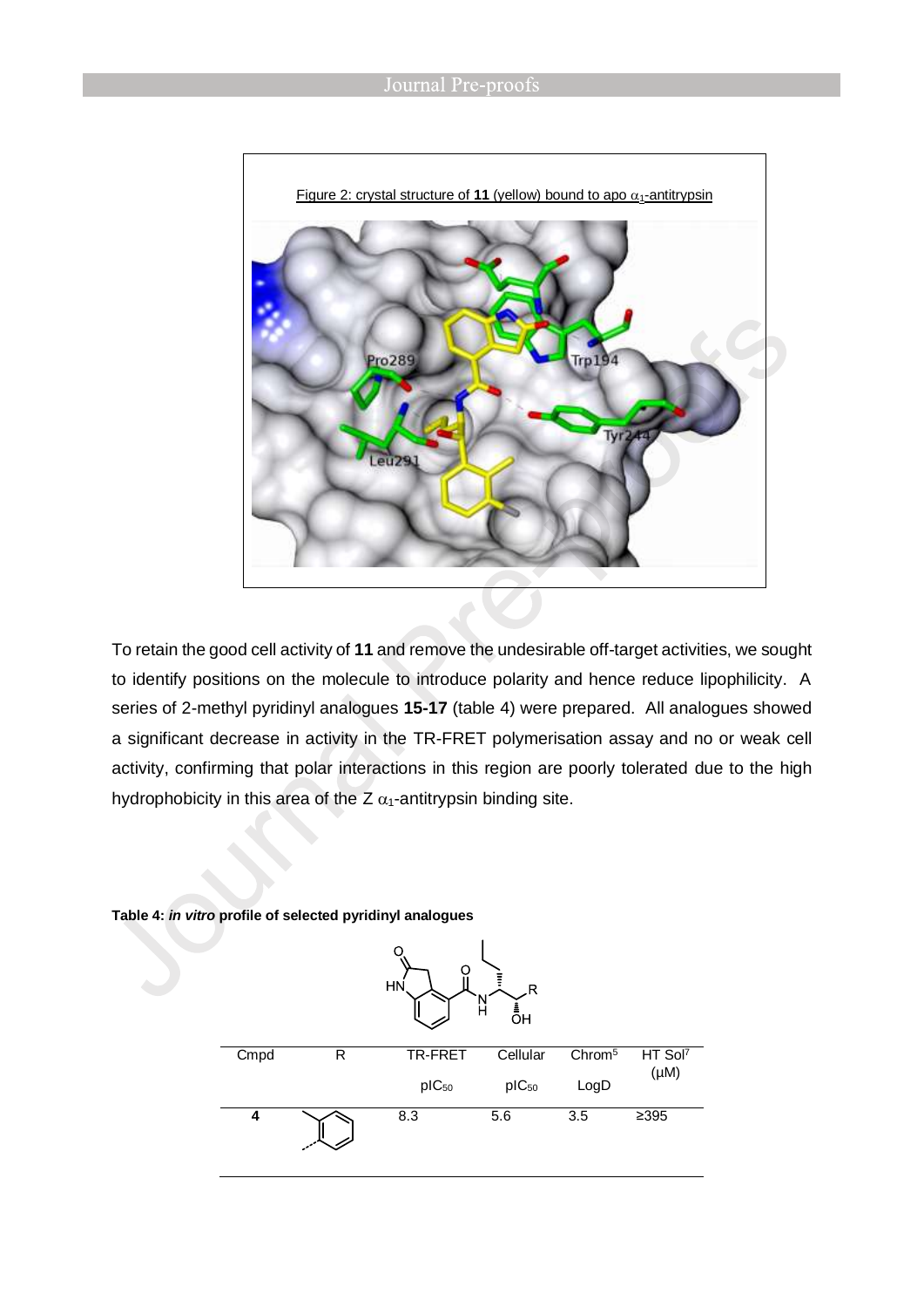Figure 2: crystal structure of **11** (yellow) bound to apo $\alpha_1$-antitrypsin

To retain the good cell activity of **11** and remove the undesirable off-target activities, we sought to identify positions on the molecule to introduce polarity and hence reduce lipophilicity. A series of 2-methyl pyridinyl analogues **15-17** (table 4) were prepared. All analogues showed a significant decrease in activity in the TR-FRET polymerisation assay and no or weak cell activity, confirming that polar interactions in this region are poorly tolerated due to the high hydrophobicity in this area of the Z $\alpha_1$-antitrypsin binding site.

**Table 4: *in vitro* profile of selected pyridinyl analogues**

| Cmpd | R | TR-FRET $pIC_{50}$ | Cellular $pIC_{50}$ | Chrom[5] LogD | HT Sol[7] (µM) |
|---|---|---|---|---|---|
| **4** | 2-methylphenyl | 8.3 | 5.6 | 3.5 | ≥395 |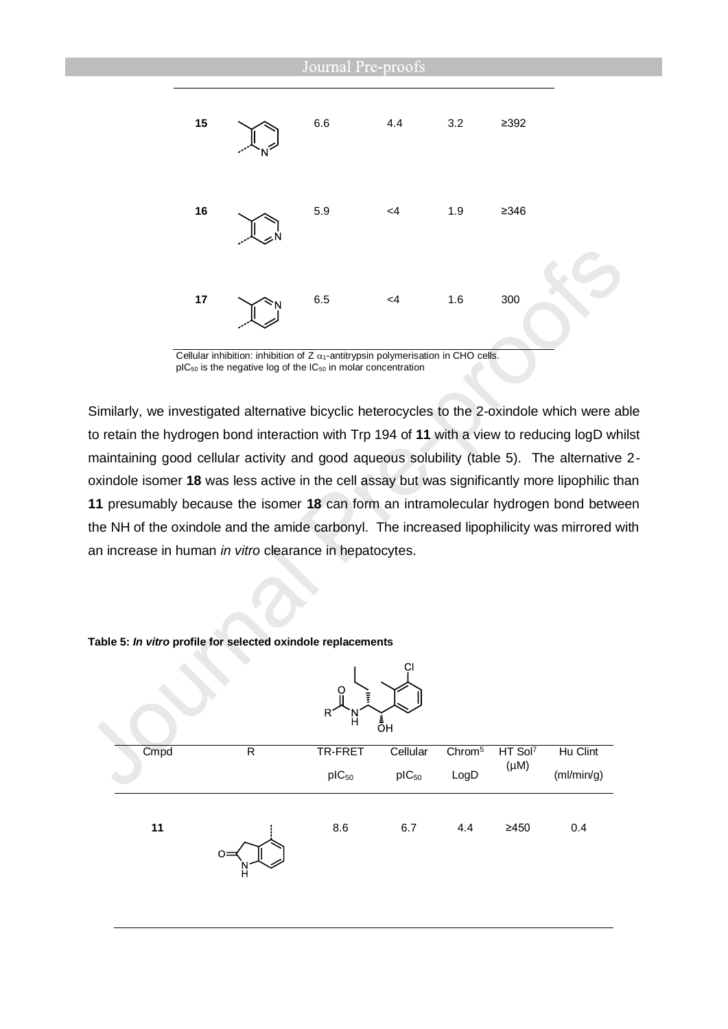| | | | | | |
|---|---|---|---|---|---|
| **15** | | 6.6 | 4.4 | 3.2 | ≥392 |
| **16** | | 5.9 | <4 | 1.9 | ≥346 |
| **17** | | 6.5 | <4 | 1.6 | 300 |

Cellular inhibition: inhibition of Z $\alpha_1$-antitrypsin polymerisation in CHO cells.
$pIC_{50}$ is the negative log of the $IC_{50}$ in molar concentration

Similarly, we investigated alternative bicyclic heterocycles to the 2-oxindole which were able to retain the hydrogen bond interaction with Trp 194 of **11** with a view to reducing logD whilst maintaining good cellular activity and good aqueous solubility (table 5). The alternative 2-oxindole isomer **18** was less active in the cell assay but was significantly more lipophilic than **11** presumably because the isomer **18** can form an intramolecular hydrogen bond between the NH of the oxindole and the amide carbonyl. The increased lipophilicity was mirrored with an increase in human *in vitro* clearance in hepatocytes.

**Table 5: *In vitro* profile for selected oxindole replacements**

| Cmpd | R | TR-FRET $pIC_{50}$ | Cellular $pIC_{50}$ | Chrom[5] LogD | HT Sol[7] (µM) | Hu Clint (ml/min/g) |
|---|---|---|---|---|---|---|
| **11** | | 8.6 | 6.7 | 4.4 | ≥450 | 0.4 |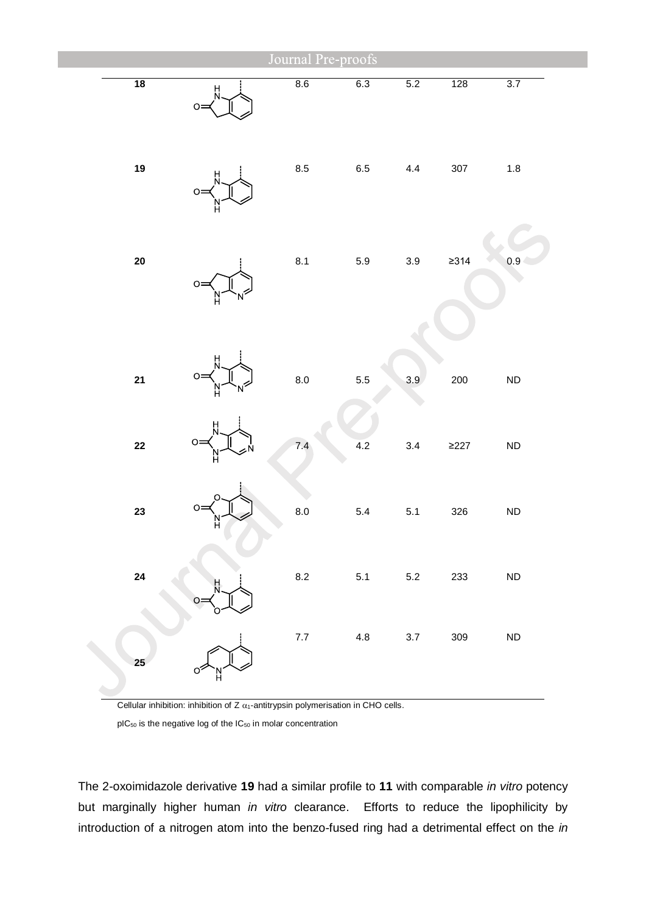| | | | | | | |
|---|---|---|---|---|---|---|
| **18** | | 8.6 | 6.3 | 5.2 | 128 | 3.7 |
| **19** | | 8.5 | 6.5 | 4.4 | 307 | 1.8 |
| **20** | | 8.1 | 5.9 | 3.9 | ≥314 | 0.9 |
| **21** | | 8.0 | 5.5 | 3.9 | 200 | ND |
| **22** | | 7.4 | 4.2 | 3.4 | ≥227 | ND |
| **23** | | 8.0 | 5.4 | 5.1 | 326 | ND |
| **24** | | 8.2 | 5.1 | 5.2 | 233 | ND |
| **25** | | 7.7 | 4.8 | 3.7 | 309 | ND |

Cellular inhibition: inhibition of Z $\alpha_1$-antitrypsin polymerisation in CHO cells.

$pIC_{50}$ is the negative log of the $IC_{50}$ in molar concentration

The 2-oxoimidazole derivative **19** had a similar profile to **11** with comparable *in vitro* potency but marginally higher human *in vitro* clearance. Efforts to reduce the lipophilicity by introduction of a nitrogen atom into the benzo-fused ring had a detrimental effect on the *in*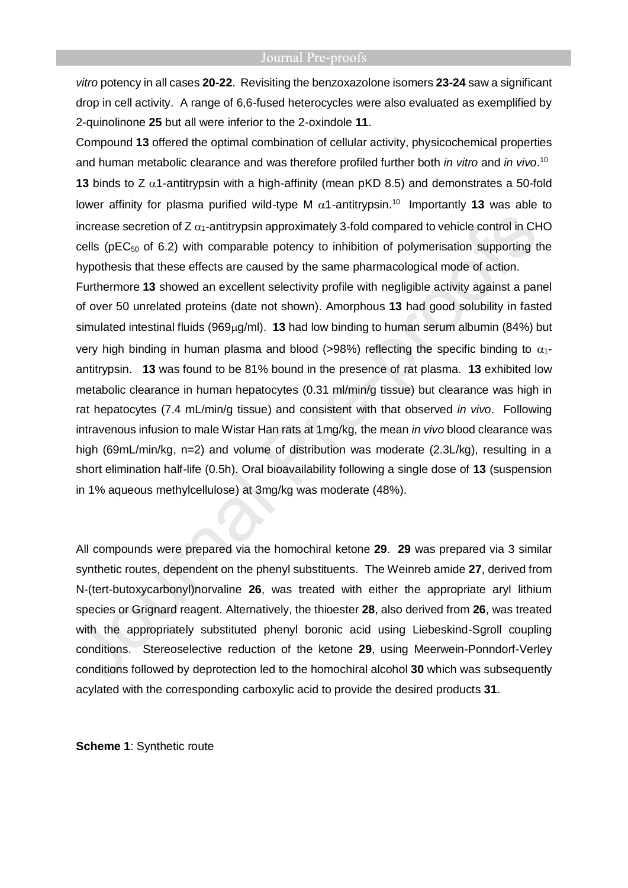*vitro* potency in all cases **20-22**. Revisiting the benzoxazolone isomers **23-24** saw a significant drop in cell activity. A range of 6,6-fused heterocycles were also evaluated as exemplified by 2-quinolinone **25** but all were inferior to the 2-oxindole **11**.

Compound **13** offered the optimal combination of cellular activity, physicochemical properties and human metabolic clearance and was therefore profiled further both *in vitro* and *in vivo*.[10] **13** binds to Z $\alpha$1-antitrypsin with a high-affinity (mean pKD 8.5) and demonstrates a 50-fold lower affinity for plasma purified wild-type M $\alpha$1-antitrypsin.[10] Importantly **13** was able to increase secretion of Z $\alpha_1$-antitrypsin approximately 3-fold compared to vehicle control in CHO cells ($pEC_{50}$ of 6.2) with comparable potency to inhibition of polymerisation supporting the hypothesis that these effects are caused by the same pharmacological mode of action.

Furthermore **13** showed an excellent selectivity profile with negligible activity against a panel of over 50 unrelated proteins (date not shown). Amorphous **13** had good solubility in fasted simulated intestinal fluids (969μg/ml). **13** had low binding to human serum albumin (84%) but very high binding in human plasma and blood (>98%) reflecting the specific binding to $\alpha_1$-antitrypsin. **13** was found to be 81% bound in the presence of rat plasma. **13** exhibited low metabolic clearance in human hepatocytes (0.31 ml/min/g tissue) but clearance was high in rat hepatocytes (7.4 mL/min/g tissue) and consistent with that observed *in vivo*. Following intravenous infusion to male Wistar Han rats at 1mg/kg, the mean *in vivo* blood clearance was high (69mL/min/kg, n=2) and volume of distribution was moderate (2.3L/kg), resulting in a short elimination half-life (0.5h). Oral bioavailability following a single dose of **13** (suspension in 1% aqueous methylcellulose) at 3mg/kg was moderate (48%).

All compounds were prepared via the homochiral ketone **29**. **29** was prepared via 3 similar synthetic routes, dependent on the phenyl substituents. The Weinreb amide **27**, derived from N-(tert-butoxycarbonyl)norvaline **26**, was treated with either the appropriate aryl lithium species or Grignard reagent. Alternatively, the thioester **28**, also derived from **26**, was treated with the appropriately substituted phenyl boronic acid using Liebeskind-Sgroll coupling conditions. Stereoselective reduction of the ketone **29**, using Meerwein-Ponndorf-Verley conditions followed by deprotection led to the homochiral alcohol **30** which was subsequently acylated with the corresponding carboxylic acid to provide the desired products **31**.

**Scheme 1**: Synthetic route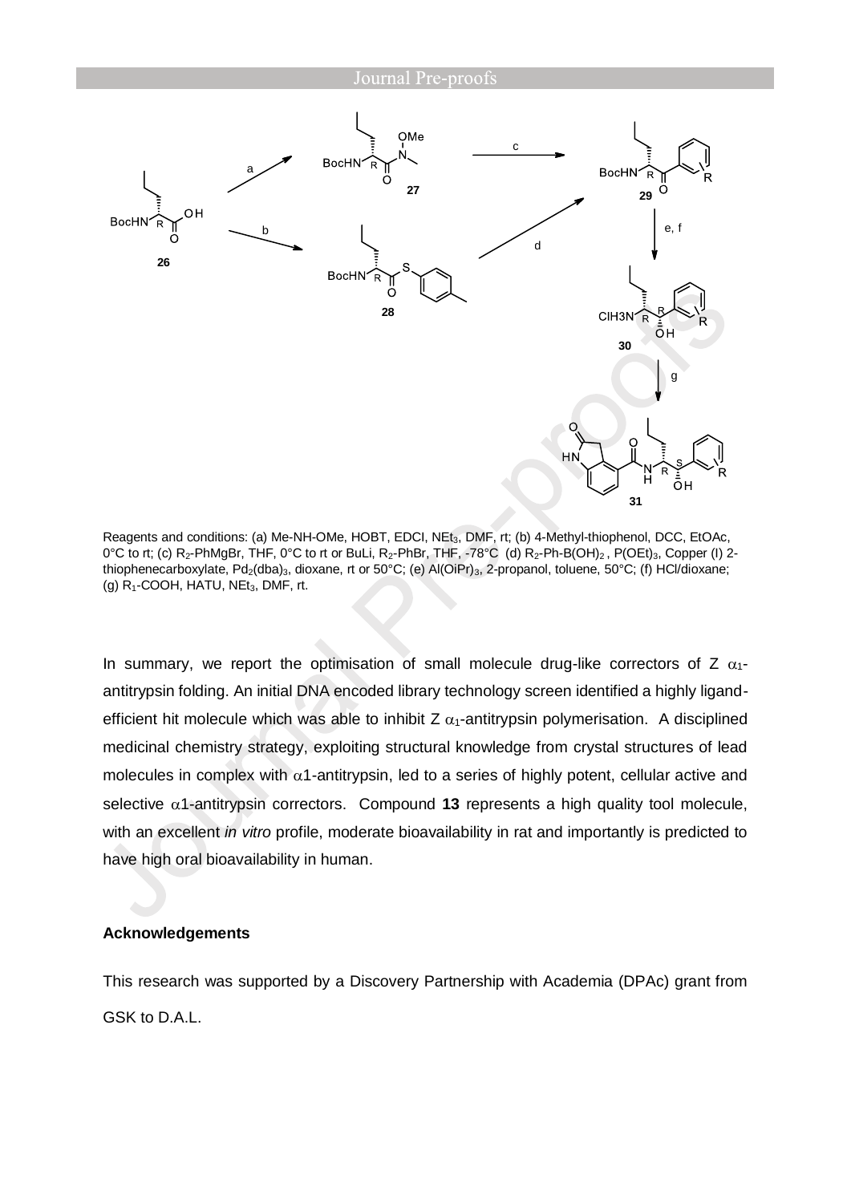Reagents and conditions: (a) Me-NH-OMe, HOBT, EDCI, $NEt_3$, DMF, rt; (b) 4-Methyl-thiophenol, DCC, EtOAc, 0°C to rt; (c) $R_2$-PhMgBr, THF, 0°C to rt or BuLi, $R_2$-PhBr, THF, -78°C (d) $R_2$-Ph-$B(OH)_2$, $P(OEt)_3$, Copper (I) 2-thiophenecarboxylate, $Pd_2(dba)_3$, dioxane, rt or 50°C; (e) $Al(OiPr)_3$, 2-propanol, toluene, 50°C; (f) HCl/dioxane; (g) $R_1$-COOH, HATU, $NEt_3$, DMF, rt.

In summary, we report the optimisation of small molecule drug-like correctors of Z $\alpha_1$-antitrypsin folding. An initial DNA encoded library technology screen identified a highly ligand-efficient hit molecule which was able to inhibit Z $\alpha_1$-antitrypsin polymerisation. A disciplined medicinal chemistry strategy, exploiting structural knowledge from crystal structures of lead molecules in complex with $\alpha$1-antitrypsin, led to a series of highly potent, cellular active and selective $\alpha$1-antitrypsin correctors. Compound **13** represents a high quality tool molecule, with an excellent *in vitro* profile, moderate bioavailability in rat and importantly is predicted to have high oral bioavailability in human.

## Acknowledgements

This research was supported by a Discovery Partnership with Academia (DPAc) grant from GSK to D.A.L.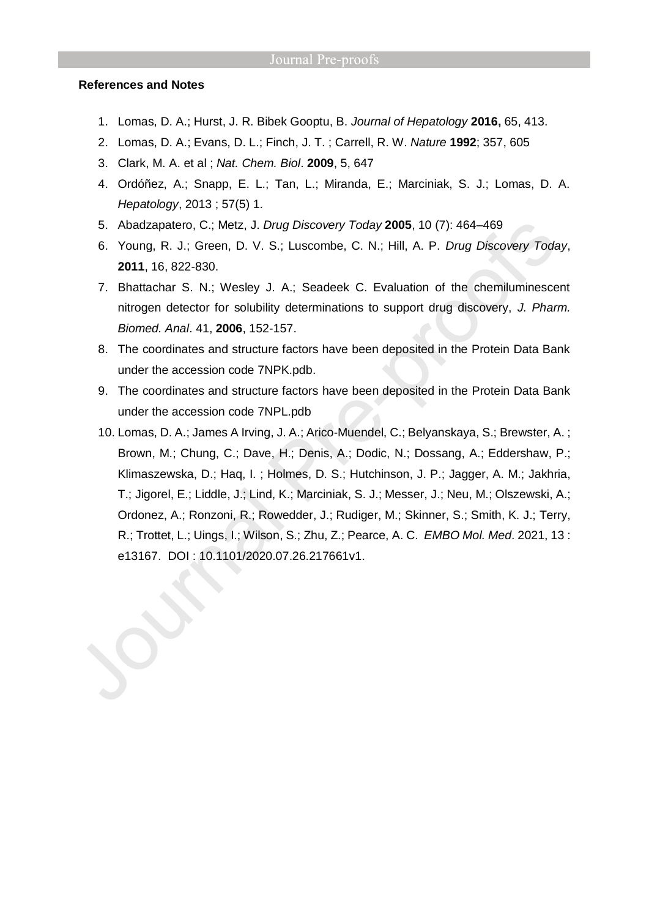**References and Notes**

1. Lomas, D. A.; Hurst, J. R. Bibek Gooptu, B. *Journal of Hepatology* **2016,** 65, 413.
2. Lomas, D. A.; Evans, D. L.; Finch, J. T. ; Carrell, R. W. *Nature* **1992**; 357, 605
3. Clark, M. A. et al ; *Nat. Chem. Biol*. **2009**, 5, 647
4. Ordóñez, A.; Snapp, E. L.; Tan, L.; Miranda, E.; Marciniak, S. J.; Lomas, D. A. *Hepatology*, 2013 ; 57(5) 1.
5. Abadzapatero, C.; Metz, J. *Drug Discovery Today* **2005**, 10 (7): 464–469
6. Young, R. J.; Green, D. V. S.; Luscombe, C. N.; Hill, A. P. *Drug Discovery Today*, **2011**, 16, 822-830.
7. Bhattachar S. N.; Wesley J. A.; Seadeek C. Evaluation of the chemiluminescent nitrogen detector for solubility determinations to support drug discovery, *J. Pharm. Biomed. Anal*. 41, **2006**, 152-157.
8. The coordinates and structure factors have been deposited in the Protein Data Bank under the accession code 7NPK.pdb.
9. The coordinates and structure factors have been deposited in the Protein Data Bank under the accession code 7NPL.pdb
10. Lomas, D. A.; James A Irving, J. A.; Arico-Muendel, C.; Belyanskaya, S.; Brewster, A. ; Brown, M.; Chung, C.; Dave, H.; Denis, A.; Dodic, N.; Dossang, A.; Eddershaw, P.; Klimaszewska, D.; Haq, I. ; Holmes, D. S.; Hutchinson, J. P.; Jagger, A. M.; Jakhria, T.; Jigorel, E.; Liddle, J.; Lind, K.; Marciniak, S. J.; Messer, J.; Neu, M.; Olszewski, A.; Ordonez, A.; Ronzoni, R.; Rowedder, J.; Rudiger, M.; Skinner, S.; Smith, K. J.; Terry, R.; Trottet, L.; Uings, I.; Wilson, S.; Zhu, Z.; Pearce, A. C. *EMBO Mol. Med*. 2021, 13 : e13167. DOI : 10.1101/2020.07.26.217661v1.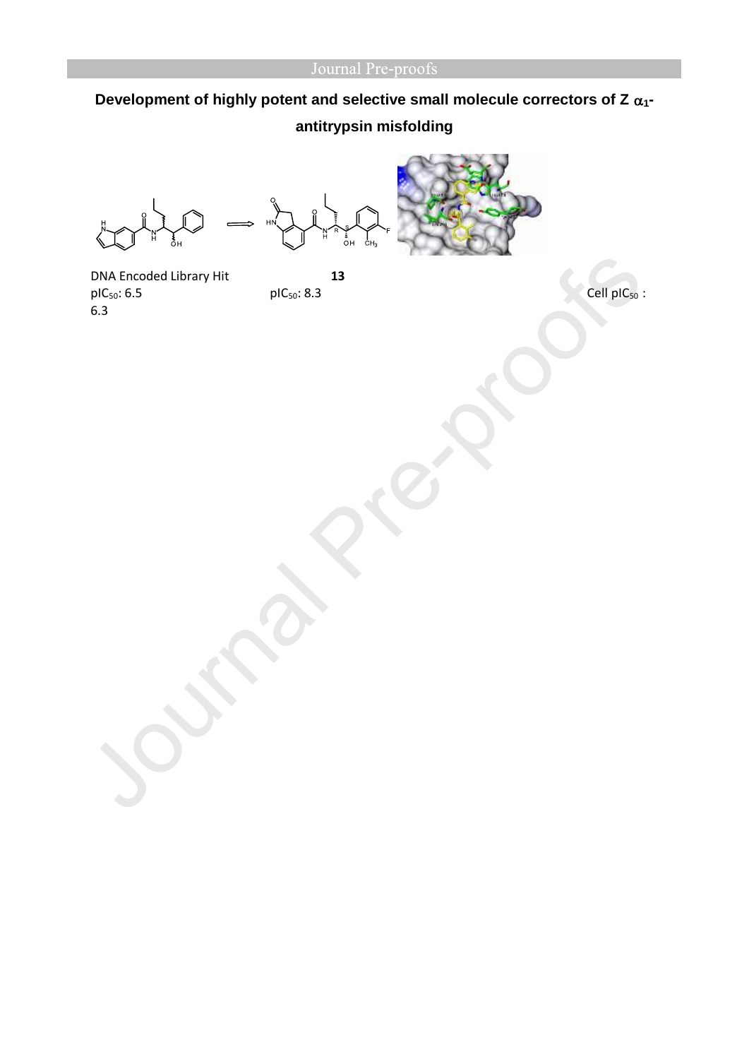**Development of highly potent and selective small molecule correctors of Z $\alpha_1$-antitrypsin misfolding**

DNA Encoded Library Hit

$pIC_{50}$: 6.5

**13**

$pIC_{50}$: 8.3

Cell $pIC_{50}$ : 6.3